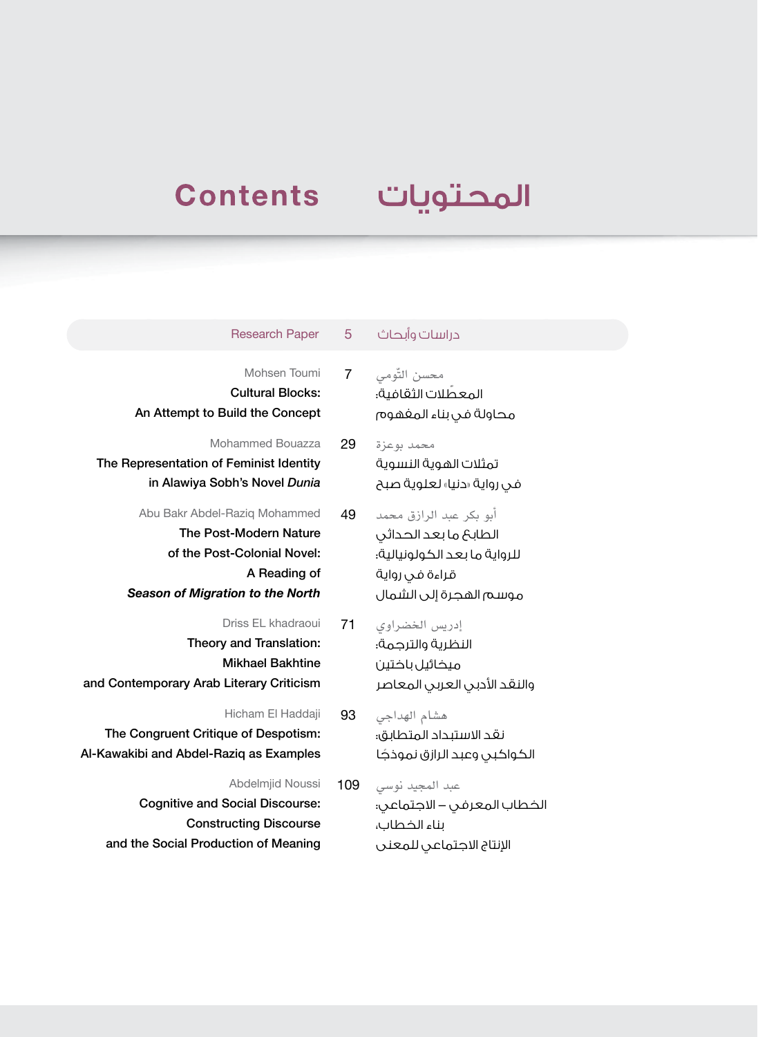# Contents المحتويات

| Research Paper | 5 | دراسات وأبحاث |
|---|---|---|
| Mohsen Toumi<br>**Cultural Blocks:<br>An Attempt to Build the Concept** | 7 | محسن التّومي<br>المعطّلات الثقافية:<br>محاولة في بناء المفهوم |
| Mohammed Bouazza<br>**The Representation of Feminist Identity<br>in Alawiya Sobh's Novel *Dunia*** | 29 | محمد بوعزة<br>تمثلات الهوية النسوية<br>في رواية «دنيا» لعلوية صبح |
| Abu Bakr Abdel-Raziq Mohammed<br>**The Post-Modern Nature<br>of the Post-Colonial Novel:<br>A Reading of<br>*Season of Migration to the North*** | 49 | أبو بكر عبد الرازق محمد<br>الطابع ما بعد الحداثي<br>للرواية ما بعد الكولونيالية:<br>قراءة في رواية<br>موسم الهجرة إلى الشمال |
| Driss EL khadraoui<br>**Theory and Translation:<br>Mikhael Bakhtine<br>and Contemporary Arab Literary Criticism** | 71 | إدريس الخضراوي<br>النظرية والترجمة:<br>ميخائيل باختين<br>والنقد الأدبي العربي المعاصر |
| Hicham El Haddaji<br>**The Congruent Critique of Despotism:<br>Al-Kawakibi and Abdel-Raziq as Examples** | 93 | هشام الهداجي<br>نقد الاستبداد المتطابق:<br>الكواكبي وعبد الرازق نموذجًا |
| Abdelmjid Noussi<br>**Cognitive and Social Discourse:<br>Constructing Discourse<br>and the Social Production of Meaning** | 109 | عبد المجيد نوسي<br>الخطاب المعرفي – الاجتماعي:<br>بناء الخطاب،<br>الإنتاج الاجتماعي للمعنى |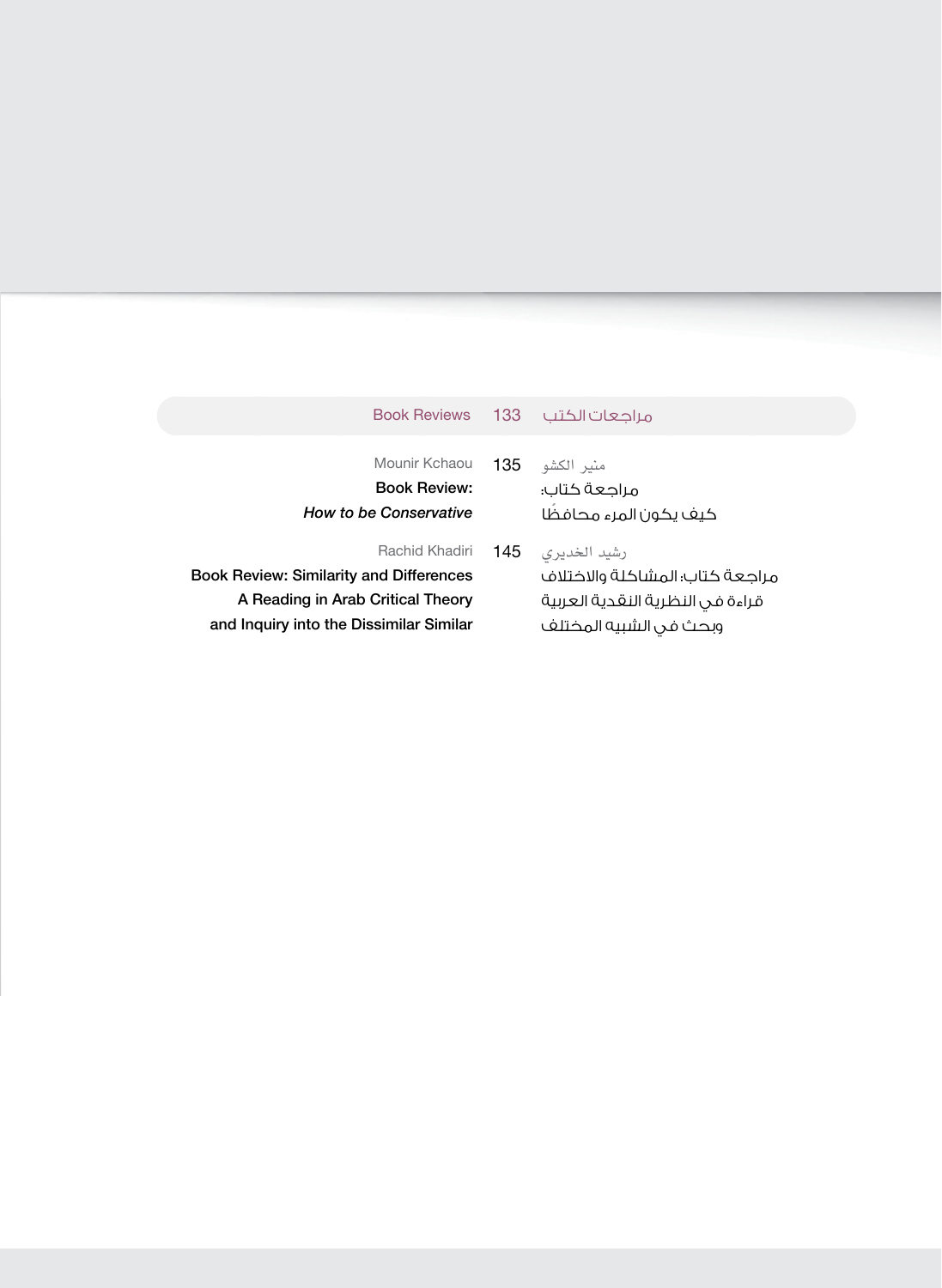| | | |
|---|---|---|
| Book Reviews | 133 | مراجعات الكتب |
| Mounir Kchaou<br>**Book Review:**<br>***How to be Conservative*** | 135 | منير الكشو<br>مراجعة كتاب:<br>كيف يكون المرء محافظًا |
| Rachid Khadiri<br>**Book Review: Similarity and Differences A Reading in Arab Critical Theory and Inquiry into the Dissimilar Similar** | 145 | رشيد الخديري<br>مراجعة كتاب: المشاكلة والاختلاف<br>قراءة في النظرية النقدية العربية<br>وبحث في الشبيه المختلف |